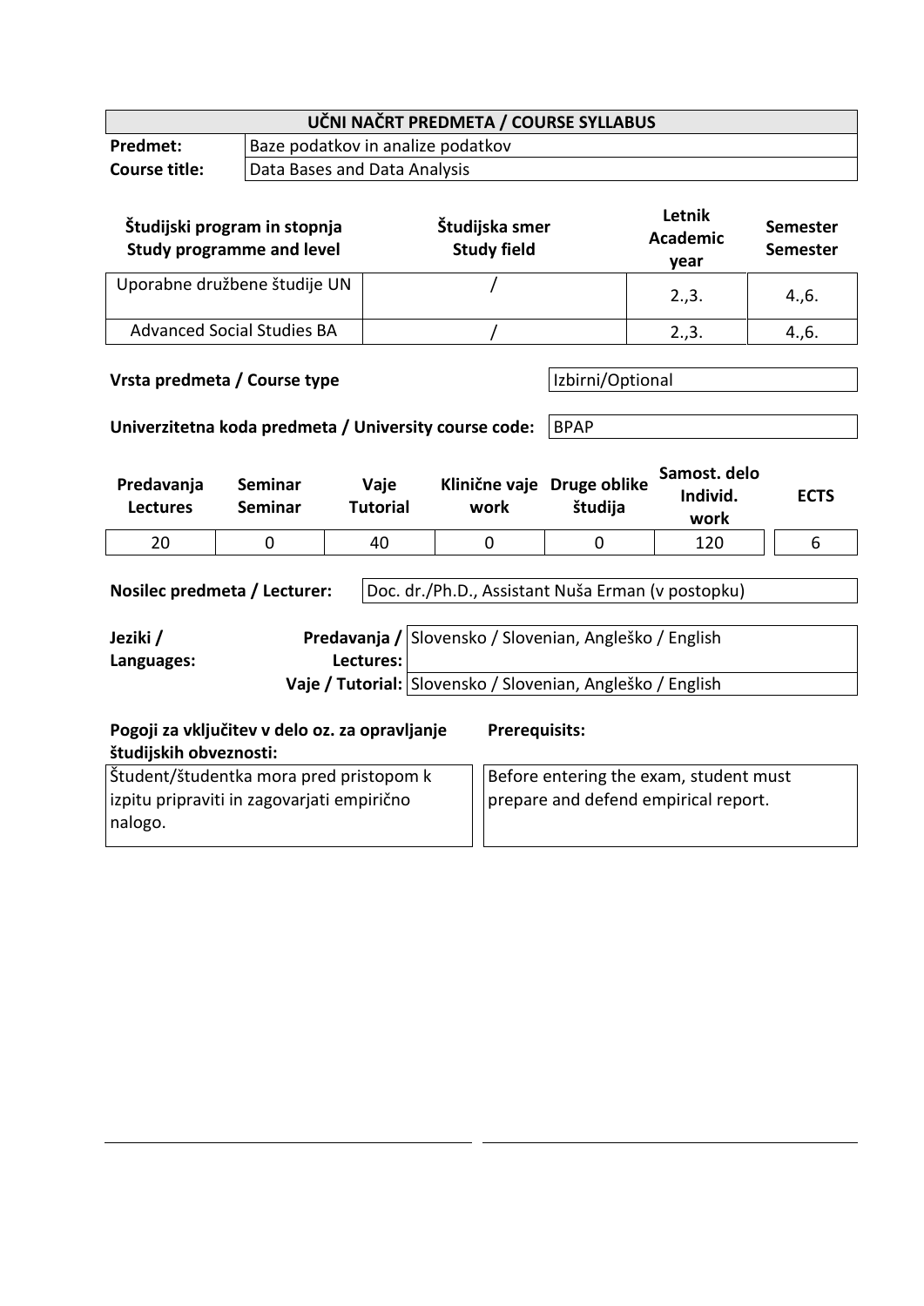| UČNI NAČRT PREDMETA / COURSE SYLLABUS | |
|---|---|
| **Predmet:** | Baze podatkov in analize podatkov |
| **Course title:** | Data Bases and Data Analysis |

| **Študijski program in stopnja Study programme and level** | **Študijska smer Study field** | **Letnik Academic year** | **Semester Semester** |
|---|---|---|---|
| Uporabne družbene študije UN | / | 2.,3. | 4.,6. |
| Advanced Social Studies BA | / | 2.,3. | 4.,6. |

| **Vrsta predmeta / Course type** | Izbirni/Optional |
|---|---|
| **Univerzitetna koda predmeta / University course code:** | BPAP |

| **Predavanja Lectures** | **Seminar Seminar** | **Vaje Tutorial** | **Klinične vaje work** | **Druge oblike študija** | **Samost. delo Individ. work** | **ECTS** |
|---|---|---|---|---|---|---|
| 20 | 0 | 40 | 0 | 0 | 120 | 6 |

| **Nosilec predmeta / Lecturer:** | Doc. dr./Ph.D., Assistant Nuša Erman (v postopku) |
|---|---|

| **Jeziki / Languages:** | | |
|---|---|---|
| | **Predavanja / Lectures:** | Slovensko / Slovenian, Angleško / English |
| | **Vaje / Tutorial:** | Slovensko / Slovenian, Angleško / English |

| **Pogoji za vključitev v delo oz. za opravljanje študijskih obveznosti:** | **Prerequisits:** |
|---|---|
| Študent/študentka mora pred pristopom k izpitu pripraviti in zagovarjati empirično nalogo. | Before entering the exam, student must prepare and defend empirical report. |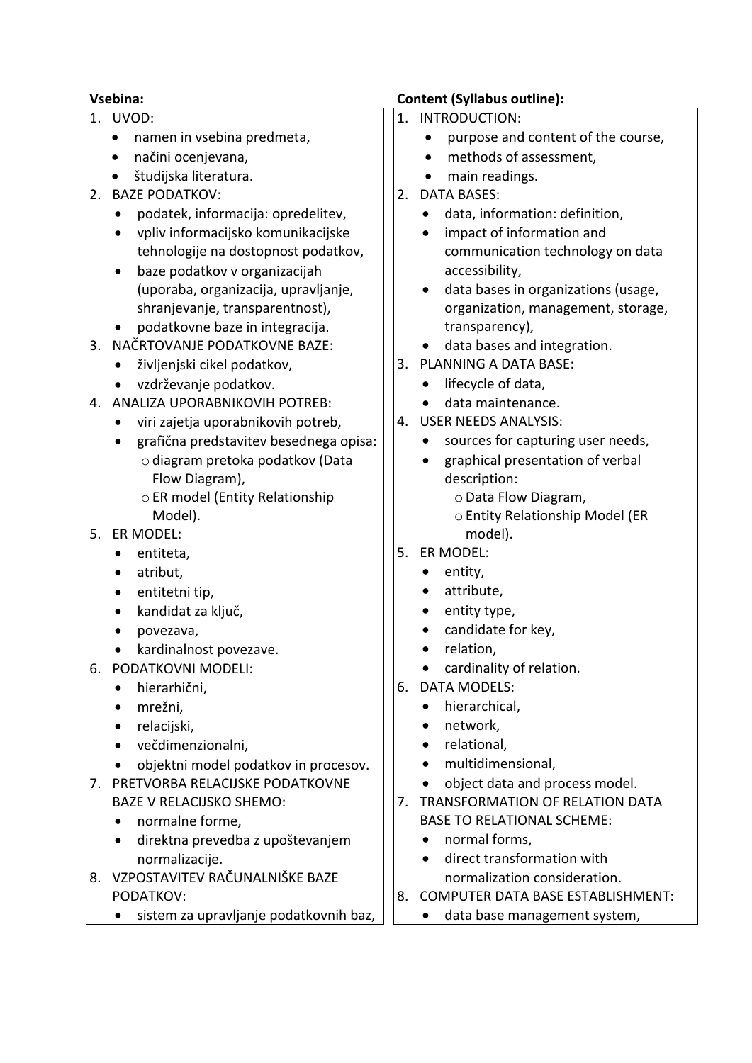| **Vsebina:** | **Content (Syllabus outline):** |
|---|---|
| 1. UVOD:<br>• namen in vsebina predmeta,<br>• načini ocenjevana,<br>• študijska literatura.<br>2. BAZE PODATKOV:<br>• podatek, informacija: opredelitev,<br>• vpliv informacijsko komunikacijske tehnologije na dostopnost podatkov,<br>• baze podatkov v organizacijah (uporaba, organizacija, upravljanje, shranjevanje, transparentnost),<br>• podatkovne baze in integracija.<br>3. NAČRTOVANJE PODATKOVNE BAZE:<br>• življenjski cikel podatkov,<br>• vzdrževanje podatkov.<br>4. ANALIZA UPORABNIKOVIH POTREB:<br>• viri zajetja uporabnikovih potreb,<br>• grafična predstavitev besednega opisa:<br>o diagram pretoka podatkov (Data Flow Diagram),<br>o ER model (Entity Relationship Model).<br>5. ER MODEL:<br>• entiteta,<br>• atribut,<br>• entitetni tip,<br>• kandidat za ključ,<br>• povezava,<br>• kardinalnost povezave.<br>6. PODATKOVNI MODELI:<br>• hierarhični,<br>• mrežni,<br>• relacijski,<br>• večdimenzionalni,<br>• objektni model podatkov in procesov.<br>7. PRETVORBA RELACIJSKE PODATKOVNE BAZE V RELACIJSKO SHEMO:<br>• normalne forme,<br>• direktna prevedba z upoštevanjem normalizacije.<br>8. VZPOSTAVITEV RAČUNALNIŠKE BAZE PODATKOV:<br>• sistem za upravljanje podatkovnih baz, | 1. INTRODUCTION:<br>• purpose and content of the course,<br>• methods of assessment,<br>• main readings.<br>2. DATA BASES:<br>• data, information: definition,<br>• impact of information and communication technology on data accessibility,<br>• data bases in organizations (usage, organization, management, storage, transparency),<br>• data bases and integration.<br>3. PLANNING A DATA BASE:<br>• lifecycle of data,<br>• data maintenance.<br>4. USER NEEDS ANALYSIS:<br>• sources for capturing user needs,<br>• graphical presentation of verbal description:<br>o Data Flow Diagram,<br>o Entity Relationship Model (ER model).<br>5. ER MODEL:<br>• entity,<br>• attribute,<br>• entity type,<br>• candidate for key,<br>• relation,<br>• cardinality of relation.<br>6. DATA MODELS:<br>• hierarchical,<br>• network,<br>• relational,<br>• multidimensional,<br>• object data and process model.<br>7. TRANSFORMATION OF RELATION DATA BASE TO RELATIONAL SCHEME:<br>• normal forms,<br>• direct transformation with normalization consideration.<br>8. COMPUTER DATA BASE ESTABLISHMENT:<br>• data base management system, |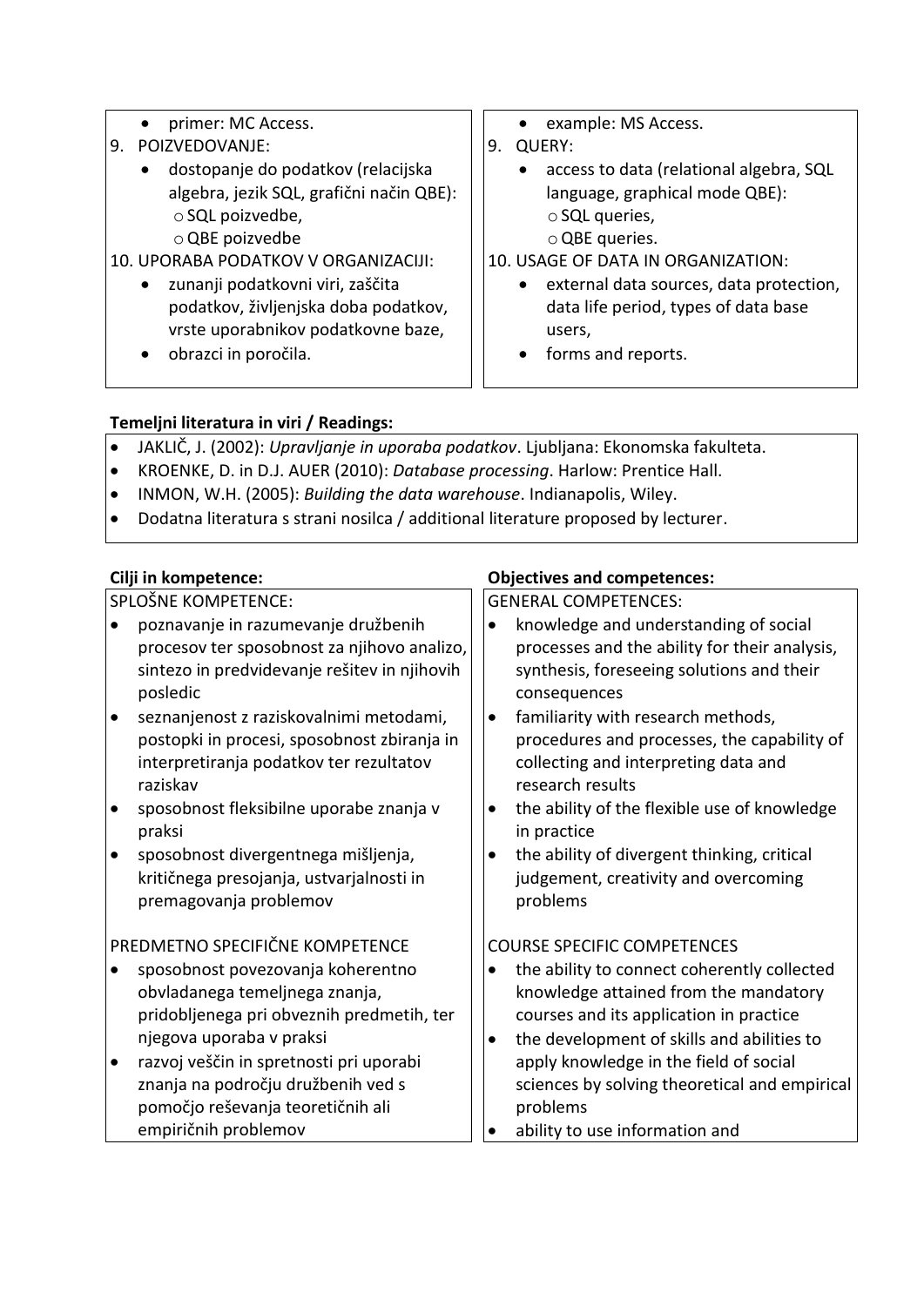| | |
|---|---|
| • primer: MC Access.<br>9. POIZVEDOVANJE:<br>• dostopanje do podatkov (relacijska algebra, jezik SQL, grafični način QBE):<br>o SQL poizvedbe,<br>o QBE poizvedbe<br>10. UPORABA PODATKOV V ORGANIZACIJI:<br>• zunanji podatkovni viri, zaščita podatkov, življenjska doba podatkov, vrste uporabnikov podatkovne baze,<br>• obrazci in poročila. | • example: MS Access.<br>9. QUERY:<br>• access to data (relational algebra, SQL language, graphical mode QBE):<br>o SQL queries,<br>o QBE queries.<br>10. USAGE OF DATA IN ORGANIZATION:<br>• external data sources, data protection, data life period, types of data base users,<br>• forms and reports. |

**Temeljni literatura in viri / Readings:**

- JAKLIČ, J. (2002): *Upravljanje in uporaba podatkov*. Ljubljana: Ekonomska fakulteta.
- KROENKE, D. in D.J. AUER (2010): *Database processing*. Harlow: Prentice Hall.
- INMON, W.H. (2005): *Building the data warehouse*. Indianapolis, Wiley.
- Dodatna literatura s strani nosilca / additional literature proposed by lecturer.

| **Cilji in kompetence:** | **Objectives and competences:** |
|---|---|
| SPLOŠNE KOMPETENCE:<br>• poznavanje in razumevanje družbenih procesov ter sposobnost za njihovo analizo, sintezo in predvidevanje rešitev in njihovih posledic<br>• seznanjenost z raziskovalnimi metodami, postopki in procesi, sposobnost zbiranja in interpretiranja podatkov ter rezultatov raziskav<br>• sposobnost fleksibilne uporabe znanja v praksi<br>• sposobnost divergentnega mišljenja, kritičnega presojanja, ustvarjalnosti in premagovanja problemov<br><br>PREDMETNO SPECIFIČNE KOMPETENCE<br>• sposobnost povezovanja koherentno obvladanega temeljnega znanja, pridobljenega pri obveznih predmetih, ter njegova uporaba v praksi<br>• razvoj veščin in spretnosti pri uporabi znanja na področju družbenih ved s pomočjo reševanja teoretičnih ali empiričnih problemov | GENERAL COMPETENCES:<br>• knowledge and understanding of social processes and the ability for their analysis, synthesis, foreseeing solutions and their consequences<br>• familiarity with research methods, procedures and processes, the capability of collecting and interpreting data and research results<br>• the ability of the flexible use of knowledge in practice<br>• the ability of divergent thinking, critical judgement, creativity and overcoming problems<br><br>COURSE SPECIFIC COMPETENCES<br>• the ability to connect coherently collected knowledge attained from the mandatory courses and its application in practice<br>• the development of skills and abilities to apply knowledge in the field of social sciences by solving theoretical and empirical problems<br>• ability to use information and |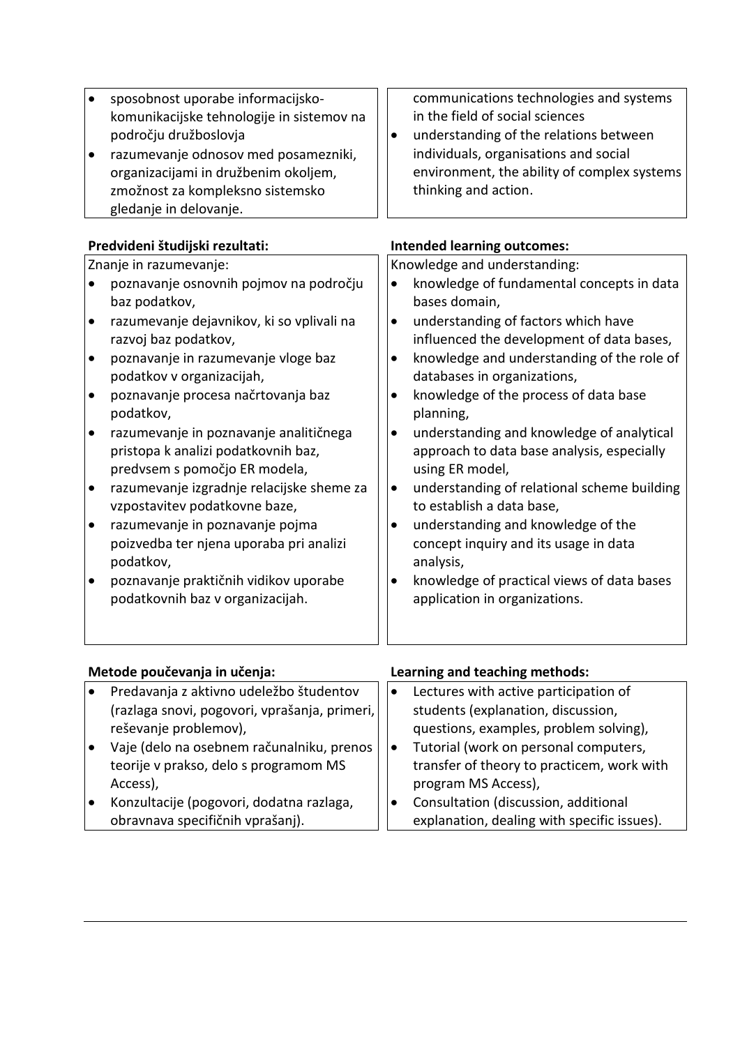| | |
|---|---|
| • sposobnost uporabe informacijsko-komunikacijske tehnologije in sistemov na področju družboslovja<br>• razumevanje odnosov med posamezniki, organizacijami in družbenim okoljem, zmožnost za kompleksno sistemsko gledanje in delovanje. | communications technologies and systems in the field of social sciences<br>• understanding of the relations between individuals, organisations and social environment, the ability of complex systems thinking and action. |

| **Predvideni študijski rezultati:** | **Intended learning outcomes:** |
|---|---|
| Znanje in razumevanje:<br>• poznavanje osnovnih pojmov na področju baz podatkov,<br>• razumevanje dejavnikov, ki so vplivali na razvoj baz podatkov,<br>• poznavanje in razumevanje vloge baz podatkov v organizacijah,<br>• poznavanje procesa načrtovanja baz podatkov,<br>• razumevanje in poznavanje analitičnega pristopa k analizi podatkovnih baz, predvsem s pomočjo ER modela,<br>• razumevanje izgradnje relacijske sheme za vzpostavitev podatkovne baze,<br>• razumevanje in poznavanje pojma poizvedba ter njena uporaba pri analizi podatkov,<br>• poznavanje praktičnih vidikov uporabe podatkovnih baz v organizacijah. | Knowledge and understanding:<br>• knowledge of fundamental concepts in data bases domain,<br>• understanding of factors which have influenced the development of data bases,<br>• knowledge and understanding of the role of databases in organizations,<br>• knowledge of the process of data base planning,<br>• understanding and knowledge of analytical approach to data base analysis, especially using ER model,<br>• understanding of relational scheme building to establish a data base,<br>• understanding and knowledge of the concept inquiry and its usage in data analysis,<br>• knowledge of practical views of data bases application in organizations. |

| **Metode poučevanja in učenja:** | **Learning and teaching methods:** |
|---|---|
| • Predavanja z aktivno udeležbo študentov (razlaga snovi, pogovori, vprašanja, primeri, reševanje problemov),<br>• Vaje (delo na osebnem računalniku, prenos teorije v prakso, delo s programom MS Access),<br>• Konzultacije (pogovori, dodatna razlaga, obravnava specifičnih vprašanj). | • Lectures with active participation of students (explanation, discussion, questions, examples, problem solving),<br>• Tutorial (work on personal computers, transfer of theory to practicem, work with program MS Access),<br>• Consultation (discussion, additional explanation, dealing with specific issues). |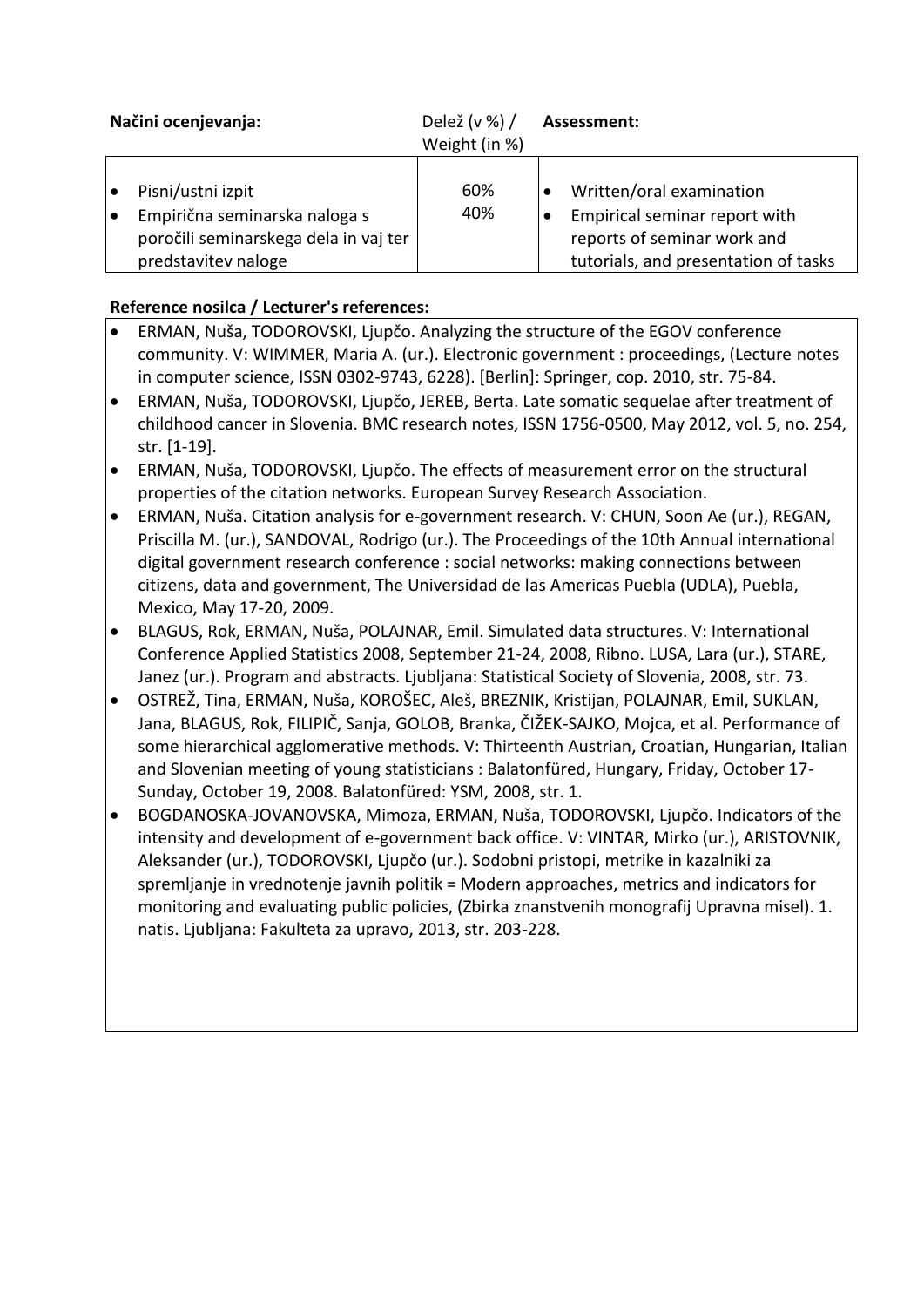| Načini ocenjevanja: | Delež (v %) / Weight (in %) | Assessment: |
|---|---|---|
| • Pisni/ustni izpit<br>• Empirična seminarska naloga s poročili seminarskega dela in vaj ter predstavitev naloge | 60%<br>40% | • Written/oral examination<br>• Empirical seminar report with reports of seminar work and tutorials, and presentation of tasks |

**Reference nosilca / Lecturer's references:**

- ERMAN, Nuša, TODOROVSKI, Ljupčo. Analyzing the structure of the EGOV conference community. V: WIMMER, Maria A. (ur.). Electronic government : proceedings, (Lecture notes in computer science, ISSN 0302-9743, 6228). [Berlin]: Springer, cop. 2010, str. 75-84.
- ERMAN, Nuša, TODOROVSKI, Ljupčo, JEREB, Berta. Late somatic sequelae after treatment of childhood cancer in Slovenia. BMC research notes, ISSN 1756-0500, May 2012, vol. 5, no. 254, str. [1-19].
- ERMAN, Nuša, TODOROVSKI, Ljupčo. The effects of measurement error on the structural properties of the citation networks. European Survey Research Association.
- ERMAN, Nuša. Citation analysis for e-government research. V: CHUN, Soon Ae (ur.), REGAN, Priscilla M. (ur.), SANDOVAL, Rodrigo (ur.). The Proceedings of the 10th Annual international digital government research conference : social networks: making connections between citizens, data and government, The Universidad de las Americas Puebla (UDLA), Puebla, Mexico, May 17-20, 2009.
- BLAGUS, Rok, ERMAN, Nuša, POLAJNAR, Emil. Simulated data structures. V: International Conference Applied Statistics 2008, September 21-24, 2008, Ribno. LUSA, Lara (ur.), STARE, Janez (ur.). Program and abstracts. Ljubljana: Statistical Society of Slovenia, 2008, str. 73.
- OSTREŽ, Tina, ERMAN, Nuša, KOROŠEC, Aleš, BREZNIK, Kristijan, POLAJNAR, Emil, SUKLAN, Jana, BLAGUS, Rok, FILIPIČ, Sanja, GOLOB, Branka, ČIŽEK-SAJKO, Mojca, et al. Performance of some hierarchical agglomerative methods. V: Thirteenth Austrian, Croatian, Hungarian, Italian and Slovenian meeting of young statisticians : Balatonfüred, Hungary, Friday, October 17-Sunday, October 19, 2008. Balatonfüred: YSM, 2008, str. 1.
- BOGDANOSKA-JOVANOVSKA, Mimoza, ERMAN, Nuša, TODOROVSKI, Ljupčo. Indicators of the intensity and development of e-government back office. V: VINTAR, Mirko (ur.), ARISTOVNIK, Aleksander (ur.), TODOROVSKI, Ljupčo (ur.). Sodobni pristopi, metrike in kazalniki za spremljanje in vrednotenje javnih politik = Modern approaches, metrics and indicators for monitoring and evaluating public policies, (Zbirka znanstvenih monografij Upravna misel). 1. natis. Ljubljana: Fakulteta za upravo, 2013, str. 203-228.